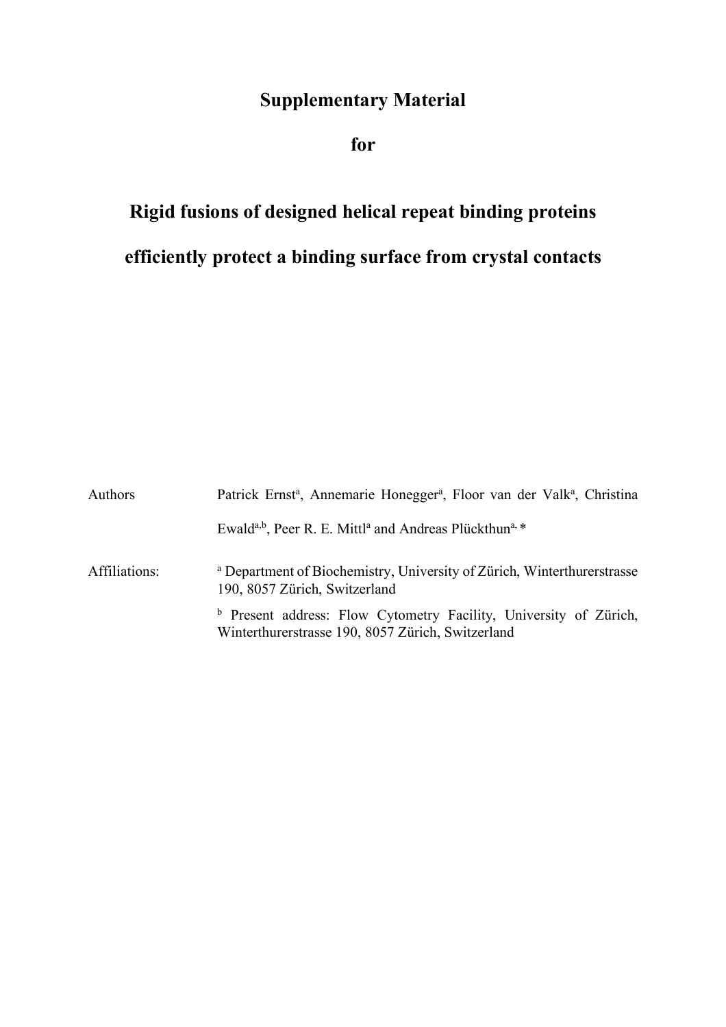# Supplementary Material

# for

# Rigid fusions of designed helical repeat binding proteins efficiently protect a binding surface from crystal contacts

Authors: Patrick Ernst[a], Annemarie Honegger[a], Floor van der Valk[a], Christina Ewald[a,b], Peer R. E. Mittl[a] and Andreas Plückthun[a,] *

Affiliations: [a] Department of Biochemistry, University of Zürich, Winterthurerstrasse 190, 8057 Zürich, Switzerland

[b] Present address: Flow Cytometry Facility, University of Zürich, Winterthurerstrasse 190, 8057 Zürich, Switzerland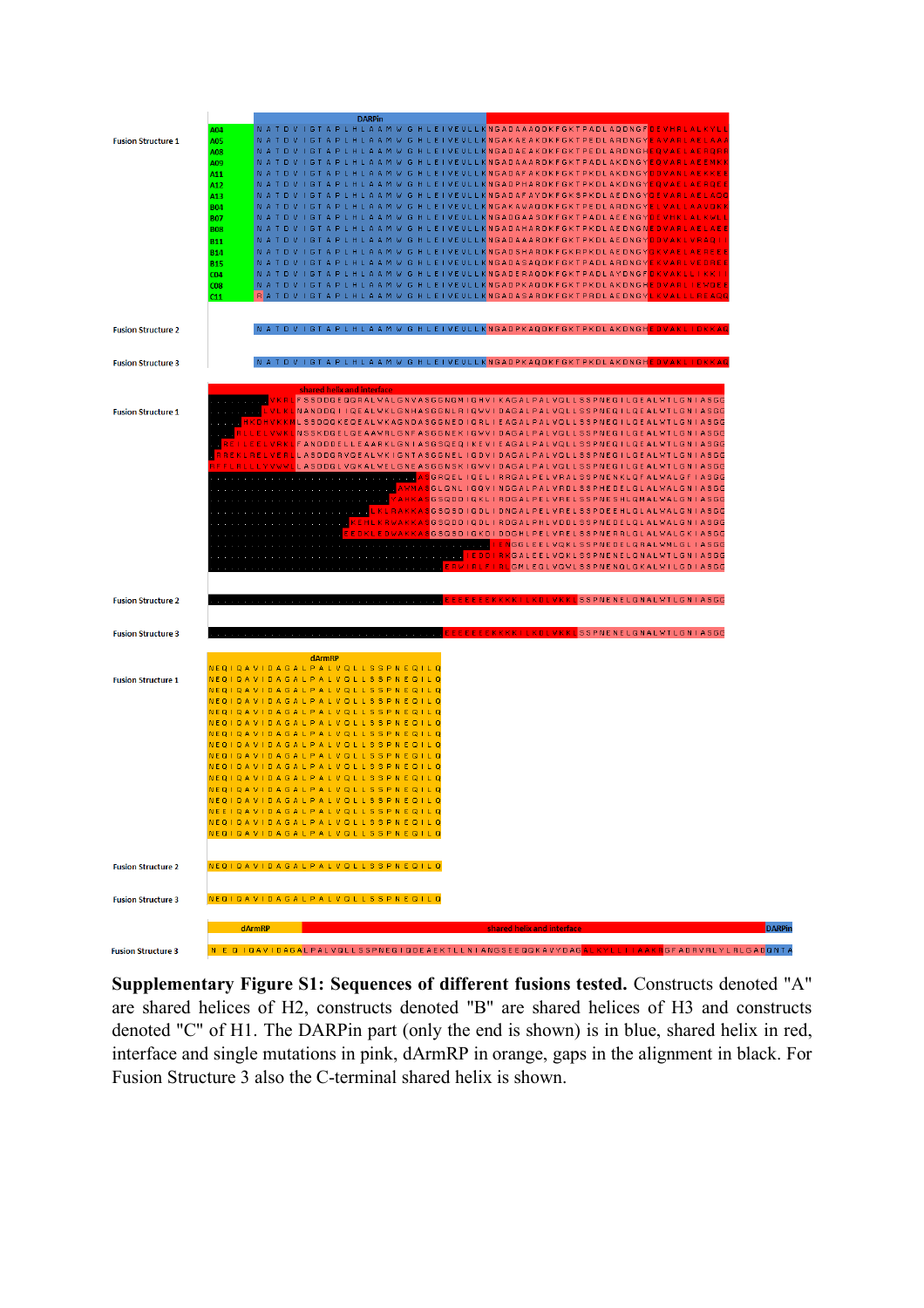**Supplementary Figure S1: Sequences of different fusions tested.** Constructs denoted "A" are shared helices of H2, constructs denoted "B" are shared helices of H3 and constructs denoted "C" of H1. The DARPin part (only the end is shown) is in blue, shared helix in red, interface and single mutations in pink, dArmRP in orange, gaps in the alignment in black. For Fusion Structure 3 also the C-terminal shared helix is shown.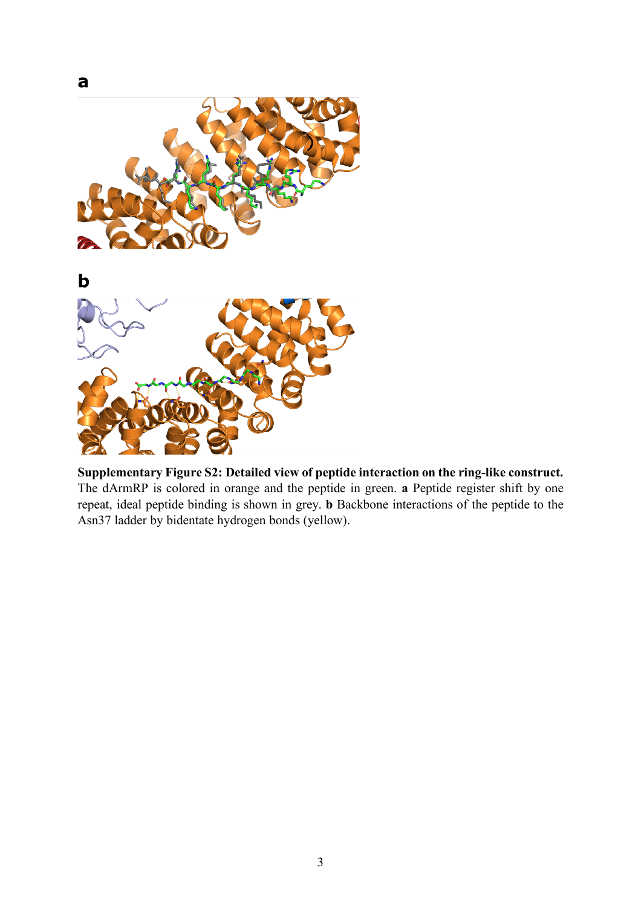**a**

**b**

**Supplementary Figure S2: Detailed view of peptide interaction on the ring-like construct.** The dArmRP is colored in orange and the peptide in green. **a** Peptide register shift by one repeat, ideal peptide binding is shown in grey. **b** Backbone interactions of the peptide to the Asn37 ladder by bidentate hydrogen bonds (yellow).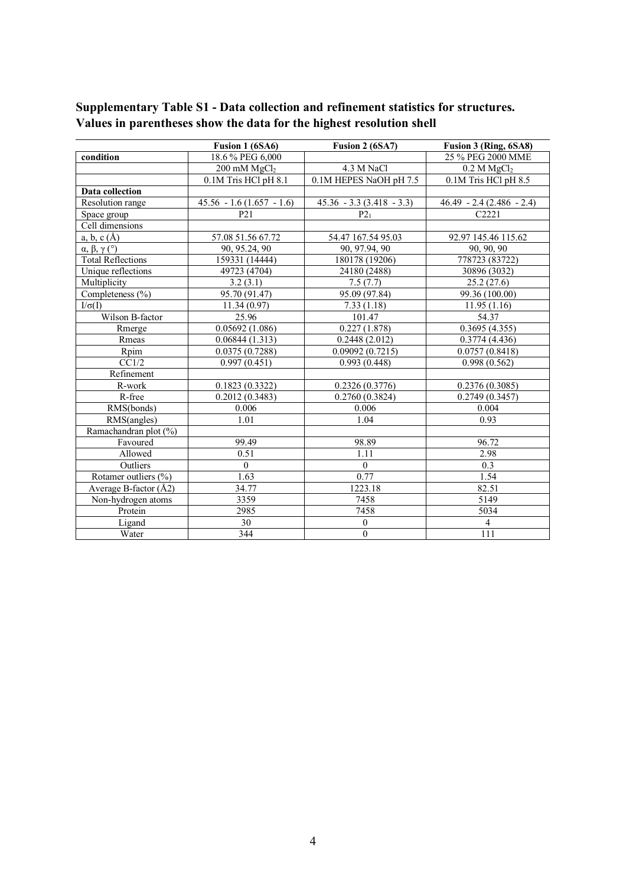**Supplementary Table S1 - Data collection and refinement statistics for structures. Values in parentheses show the data for the highest resolution shell**

| | Fusion 1 (6SA6) | Fusion 2 (6SA7) | Fusion 3 (Ring, 6SA8) |
|---|---|---|---|
| **condition** | 18.6 % PEG 6,000 | | 25 % PEG 2000 MME |
| | 200 mM $MgCl_2$ | 4.3 M NaCl | 0.2 M $MgCl_2$ |
| | 0.1M Tris HCl pH 8.1 | 0.1M HEPES NaOH pH 7.5 | 0.1M Tris HCl pH 8.5 |
| **Data collection** | | | |
| Resolution range | 45.56 - 1.6 (1.657 - 1.6) | 45.36 - 3.3 (3.418 - 3.3) | 46.49 - 2.4 (2.486 - 2.4) |
| Space group | P21 | $P2_1$ | C2221 |
| Cell dimensions | | | |
| a, b, c (Å) | 57.08 51.56 67.72 | 54.47 167.54 95.03 | 92.97 145.46 115.62 |
| α, β, γ (°) | 90, 95.24, 90 | 90, 97.94, 90 | 90, 90, 90 |
| Total Reflections | 159331 (14444) | 180178 (19206) | 778723 (83722) |
| Unique reflections | 49723 (4704) | 24180 (2488) | 30896 (3032) |
| Multiplicity | 3.2 (3.1) | 7.5 (7.7) | 25.2 (27.6) |
| Completeness (%) | 95.70 (91.47) | 95.09 (97.84) | 99.36 (100.00) |
| I/σ(I) | 11.34 (0.97) | 7.33 (1.18) | 11.95 (1.16) |
| Wilson B-factor | 25.96 | 101.47 | 54.37 |
| Rmerge | 0.05692 (1.086) | 0.227 (1.878) | 0.3695 (4.355) |
| Rmeas | 0.06844 (1.313) | 0.2448 (2.012) | 0.3774 (4.436) |
| Rpim | 0.0375 (0.7288) | 0.09092 (0.7215) | 0.0757 (0.8418) |
| CC1/2 | 0.997 (0.451) | 0.993 (0.448) | 0.998 (0.562) |
| Refinement | | | |
| R-work | 0.1823 (0.3322) | 0.2326 (0.3776) | 0.2376 (0.3085) |
| R-free | 0.2012 (0.3483) | 0.2760 (0.3824) | 0.2749 (0.3457) |
| RMS(bonds) | 0.006 | 0.006 | 0.004 |
| RMS(angles) | 1.01 | 1.04 | 0.93 |
| Ramachandran plot (%) | | | |
| Favoured | 99.49 | 98.89 | 96.72 |
| Allowed | 0.51 | 1.11 | 2.98 |
| Outliers | 0 | 0 | 0.3 |
| Rotamer outliers (%) | 1.63 | 0.77 | 1.54 |
| Average B-factor (Å2) | 34.77 | 1223.18 | 82.51 |
| Non-hydrogen atoms | 3359 | 7458 | 5149 |
| Protein | 2985 | 7458 | 5034 |
| Ligand | 30 | 0 | 4 |
| Water | 344 | 0 | 111 |